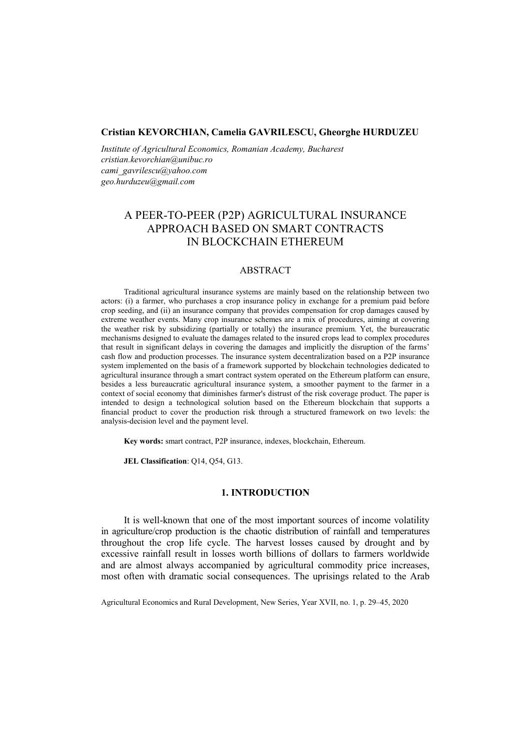**Cristian KEVORCHIAN, Camelia GAVRILESCU, Gheorghe HURDUZEU**

*Institute of Agricultural Economics, Romanian Academy, Bucharest*
*cristian.kevorchian@unibuc.ro*
*cami_gavrilescu@yahoo.com*
*geo.hurduzeu@gmail.com*

# A PEER-TO-PEER (P2P) AGRICULTURAL INSURANCE APPROACH BASED ON SMART CONTRACTS IN BLOCKCHAIN ETHEREUM

## ABSTRACT

Traditional agricultural insurance systems are mainly based on the relationship between two actors: (i) a farmer, who purchases a crop insurance policy in exchange for a premium paid before crop seeding, and (ii) an insurance company that provides compensation for crop damages caused by extreme weather events. Many crop insurance schemes are a mix of procedures, aiming at covering the weather risk by subsidizing (partially or totally) the insurance premium. Yet, the bureaucratic mechanisms designed to evaluate the damages related to the insured crops lead to complex procedures that result in significant delays in covering the damages and implicitly the disruption of the farms' cash flow and production processes. The insurance system decentralization based on a P2P insurance system implemented on the basis of a framework supported by blockchain technologies dedicated to agricultural insurance through a smart contract system operated on the Ethereum platform can ensure, besides a less bureaucratic agricultural insurance system, a smoother payment to the farmer in a context of social economy that diminishes farmer's distrust of the risk coverage product. The paper is intended to design a technological solution based on the Ethereum blockchain that supports a financial product to cover the production risk through a structured framework on two levels: the analysis-decision level and the payment level.

**Key words:** smart contract, P2P insurance, indexes, blockchain, Ethereum.

**JEL Classification**: Q14, Q54, G13.

## 1. INTRODUCTION

It is well-known that one of the most important sources of income volatility in agriculture/crop production is the chaotic distribution of rainfall and temperatures throughout the crop life cycle. The harvest losses caused by drought and by excessive rainfall result in losses worth billions of dollars to farmers worldwide and are almost always accompanied by agricultural commodity price increases, most often with dramatic social consequences. The uprisings related to the Arab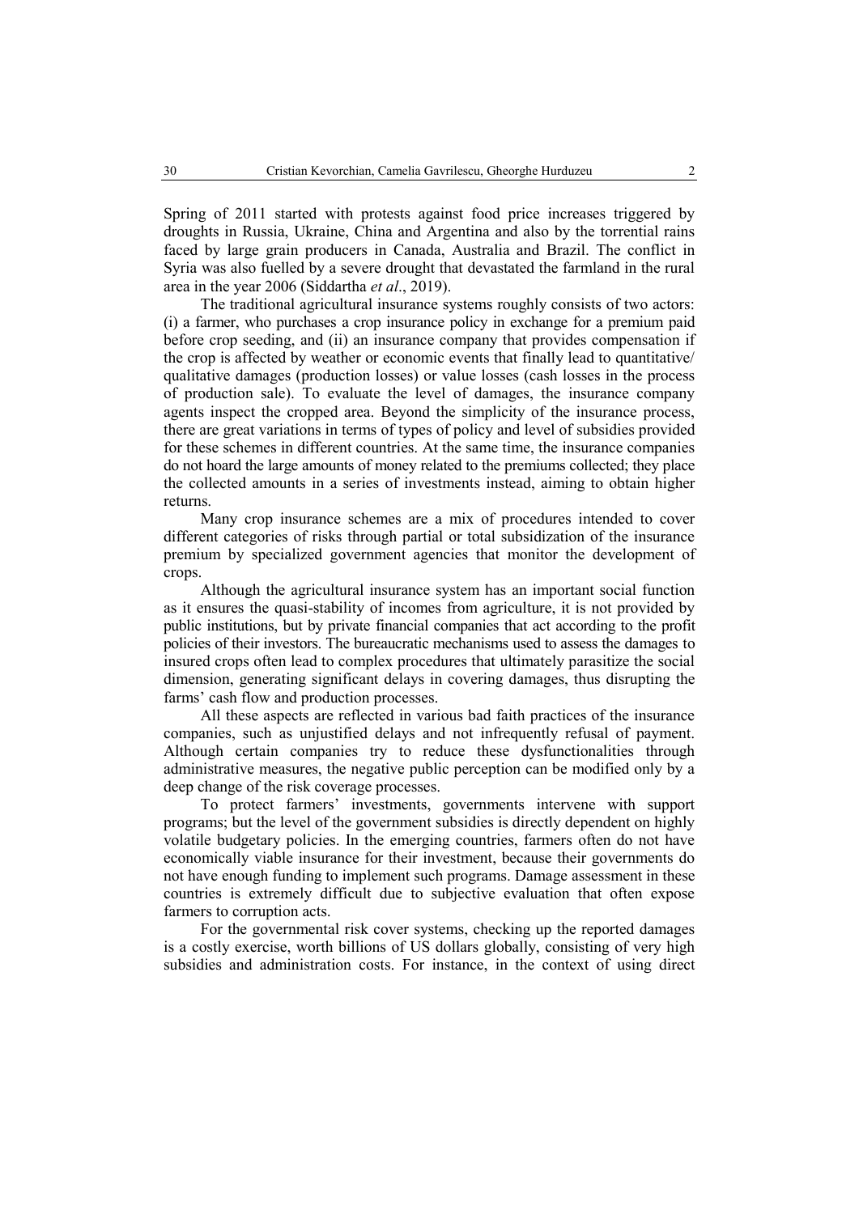Spring of 2011 started with protests against food price increases triggered by droughts in Russia, Ukraine, China and Argentina and also by the torrential rains faced by large grain producers in Canada, Australia and Brazil. The conflict in Syria was also fuelled by a severe drought that devastated the farmland in the rural area in the year 2006 (Siddartha *et al*., 2019).

The traditional agricultural insurance systems roughly consists of two actors: (i) a farmer, who purchases a crop insurance policy in exchange for a premium paid before crop seeding, and (ii) an insurance company that provides compensation if the crop is affected by weather or economic events that finally lead to quantitative/ qualitative damages (production losses) or value losses (cash losses in the process of production sale). To evaluate the level of damages, the insurance company agents inspect the cropped area. Beyond the simplicity of the insurance process, there are great variations in terms of types of policy and level of subsidies provided for these schemes in different countries. At the same time, the insurance companies do not hoard the large amounts of money related to the premiums collected; they place the collected amounts in a series of investments instead, aiming to obtain higher returns.

Many crop insurance schemes are a mix of procedures intended to cover different categories of risks through partial or total subsidization of the insurance premium by specialized government agencies that monitor the development of crops.

Although the agricultural insurance system has an important social function as it ensures the quasi-stability of incomes from agriculture, it is not provided by public institutions, but by private financial companies that act according to the profit policies of their investors. The bureaucratic mechanisms used to assess the damages to insured crops often lead to complex procedures that ultimately parasitize the social dimension, generating significant delays in covering damages, thus disrupting the farms' cash flow and production processes.

All these aspects are reflected in various bad faith practices of the insurance companies, such as unjustified delays and not infrequently refusal of payment. Although certain companies try to reduce these dysfunctionalities through administrative measures, the negative public perception can be modified only by a deep change of the risk coverage processes.

To protect farmers' investments, governments intervene with support programs; but the level of the government subsidies is directly dependent on highly volatile budgetary policies. In the emerging countries, farmers often do not have economically viable insurance for their investment, because their governments do not have enough funding to implement such programs. Damage assessment in these countries is extremely difficult due to subjective evaluation that often expose farmers to corruption acts.

For the governmental risk cover systems, checking up the reported damages is a costly exercise, worth billions of US dollars globally, consisting of very high subsidies and administration costs. For instance, in the context of using direct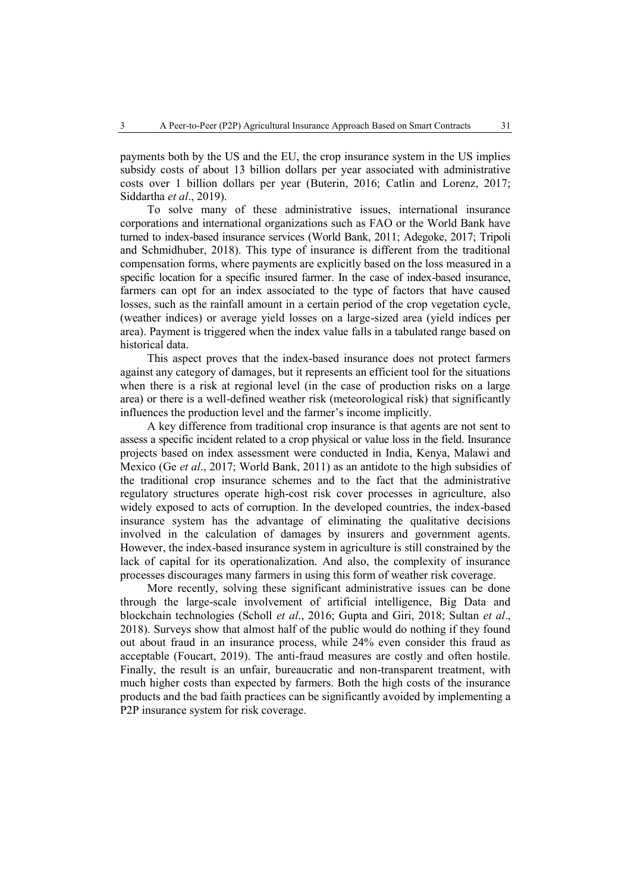payments both by the US and the EU, the crop insurance system in the US implies subsidy costs of about 13 billion dollars per year associated with administrative costs over 1 billion dollars per year (Buterin, 2016; Catlin and Lorenz, 2017; Siddartha *et al*., 2019).

To solve many of these administrative issues, international insurance corporations and international organizations such as FAO or the World Bank have turned to index-based insurance services (World Bank, 2011; Adegoke, 2017; Tripoli and Schmidhuber, 2018). This type of insurance is different from the traditional compensation forms, where payments are explicitly based on the loss measured in a specific location for a specific insured farmer. In the case of index-based insurance, farmers can opt for an index associated to the type of factors that have caused losses, such as the rainfall amount in a certain period of the crop vegetation cycle, (weather indices) or average yield losses on a large-sized area (yield indices per area). Payment is triggered when the index value falls in a tabulated range based on historical data.

This aspect proves that the index-based insurance does not protect farmers against any category of damages, but it represents an efficient tool for the situations when there is a risk at regional level (in the case of production risks on a large area) or there is a well-defined weather risk (meteorological risk) that significantly influences the production level and the farmer's income implicitly.

A key difference from traditional crop insurance is that agents are not sent to assess a specific incident related to a crop physical or value loss in the field. Insurance projects based on index assessment were conducted in India, Kenya, Malawi and Mexico (Ge *et al*., 2017; World Bank, 2011) as an antidote to the high subsidies of the traditional crop insurance schemes and to the fact that the administrative regulatory structures operate high-cost risk cover processes in agriculture, also widely exposed to acts of corruption. In the developed countries, the index-based insurance system has the advantage of eliminating the qualitative decisions involved in the calculation of damages by insurers and government agents. However, the index-based insurance system in agriculture is still constrained by the lack of capital for its operationalization. And also, the complexity of insurance processes discourages many farmers in using this form of weather risk coverage.

More recently, solving these significant administrative issues can be done through the large-scale involvement of artificial intelligence, Big Data and blockchain technologies (Scholl *et al*., 2016; Gupta and Giri, 2018; Sultan *et al*., 2018). Surveys show that almost half of the public would do nothing if they found out about fraud in an insurance process, while 24% even consider this fraud as acceptable (Foucart, 2019). The anti-fraud measures are costly and often hostile. Finally, the result is an unfair, bureaucratic and non-transparent treatment, with much higher costs than expected by farmers. Both the high costs of the insurance products and the bad faith practices can be significantly avoided by implementing a P2P insurance system for risk coverage.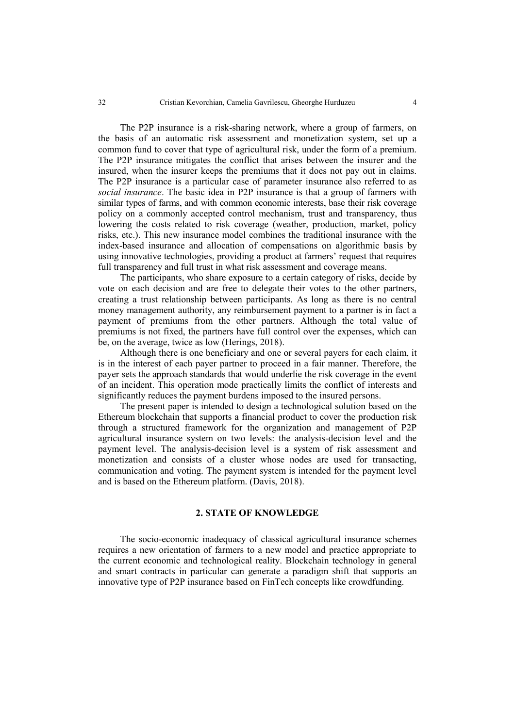The P2P insurance is a risk-sharing network, where a group of farmers, on the basis of an automatic risk assessment and monetization system, set up a common fund to cover that type of agricultural risk, under the form of a premium. The P2P insurance mitigates the conflict that arises between the insurer and the insured, when the insurer keeps the premiums that it does not pay out in claims. The P2P insurance is a particular case of parameter insurance also referred to as *social insurance*. The basic idea in P2P insurance is that a group of farmers with similar types of farms, and with common economic interests, base their risk coverage policy on a commonly accepted control mechanism, trust and transparency, thus lowering the costs related to risk coverage (weather, production, market, policy risks, etc.). This new insurance model combines the traditional insurance with the index-based insurance and allocation of compensations on algorithmic basis by using innovative technologies, providing a product at farmers' request that requires full transparency and full trust in what risk assessment and coverage means.

The participants, who share exposure to a certain category of risks, decide by vote on each decision and are free to delegate their votes to the other partners, creating a trust relationship between participants. As long as there is no central money management authority, any reimbursement payment to a partner is in fact a payment of premiums from the other partners. Although the total value of premiums is not fixed, the partners have full control over the expenses, which can be, on the average, twice as low (Herings, 2018).

Although there is one beneficiary and one or several payers for each claim, it is in the interest of each payer partner to proceed in a fair manner. Therefore, the payer sets the approach standards that would underlie the risk coverage in the event of an incident. This operation mode practically limits the conflict of interests and significantly reduces the payment burdens imposed to the insured persons.

The present paper is intended to design a technological solution based on the Ethereum blockchain that supports a financial product to cover the production risk through a structured framework for the organization and management of P2P agricultural insurance system on two levels: the analysis-decision level and the payment level. The analysis-decision level is a system of risk assessment and monetization and consists of a cluster whose nodes are used for transacting, communication and voting. The payment system is intended for the payment level and is based on the Ethereum platform. (Davis, 2018).

## 2. STATE OF KNOWLEDGE

The socio-economic inadequacy of classical agricultural insurance schemes requires a new orientation of farmers to a new model and practice appropriate to the current economic and technological reality. Blockchain technology in general and smart contracts in particular can generate a paradigm shift that supports an innovative type of P2P insurance based on FinTech concepts like crowdfunding.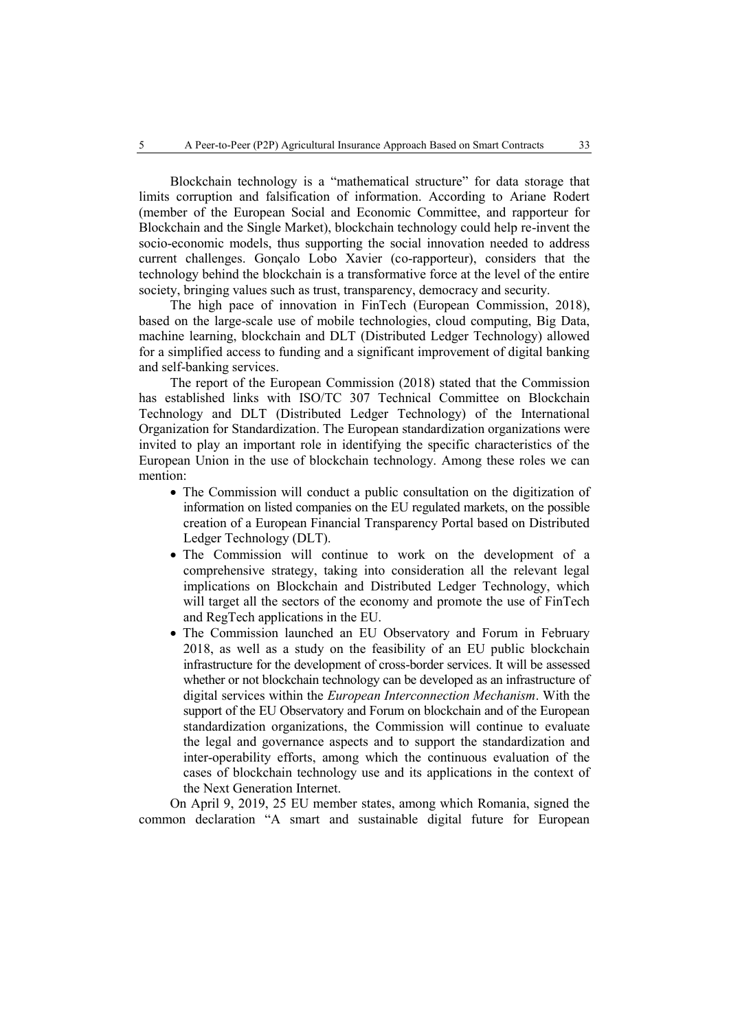Blockchain technology is a "mathematical structure" for data storage that limits corruption and falsification of information. According to Ariane Rodert (member of the European Social and Economic Committee, and rapporteur for Blockchain and the Single Market), blockchain technology could help re-invent the socio-economic models, thus supporting the social innovation needed to address current challenges. Gonçalo Lobo Xavier (co-rapporteur), considers that the technology behind the blockchain is a transformative force at the level of the entire society, bringing values such as trust, transparency, democracy and security.

The high pace of innovation in FinTech (European Commission, 2018), based on the large-scale use of mobile technologies, cloud computing, Big Data, machine learning, blockchain and DLT (Distributed Ledger Technology) allowed for a simplified access to funding and a significant improvement of digital banking and self-banking services.

The report of the European Commission (2018) stated that the Commission has established links with ISO/TC 307 Technical Committee on Blockchain Technology and DLT (Distributed Ledger Technology) of the International Organization for Standardization. The European standardization organizations were invited to play an important role in identifying the specific characteristics of the European Union in the use of blockchain technology. Among these roles we can mention:

- The Commission will conduct a public consultation on the digitization of information on listed companies on the EU regulated markets, on the possible creation of a European Financial Transparency Portal based on Distributed Ledger Technology (DLT).
- The Commission will continue to work on the development of a comprehensive strategy, taking into consideration all the relevant legal implications on Blockchain and Distributed Ledger Technology, which will target all the sectors of the economy and promote the use of FinTech and RegTech applications in the EU.
- The Commission launched an EU Observatory and Forum in February 2018, as well as a study on the feasibility of an EU public blockchain infrastructure for the development of cross-border services. It will be assessed whether or not blockchain technology can be developed as an infrastructure of digital services within the *European Interconnection Mechanism*. With the support of the EU Observatory and Forum on blockchain and of the European standardization organizations, the Commission will continue to evaluate the legal and governance aspects and to support the standardization and inter-operability efforts, among which the continuous evaluation of the cases of blockchain technology use and its applications in the context of the Next Generation Internet.

On April 9, 2019, 25 EU member states, among which Romania, signed the common declaration "A smart and sustainable digital future for European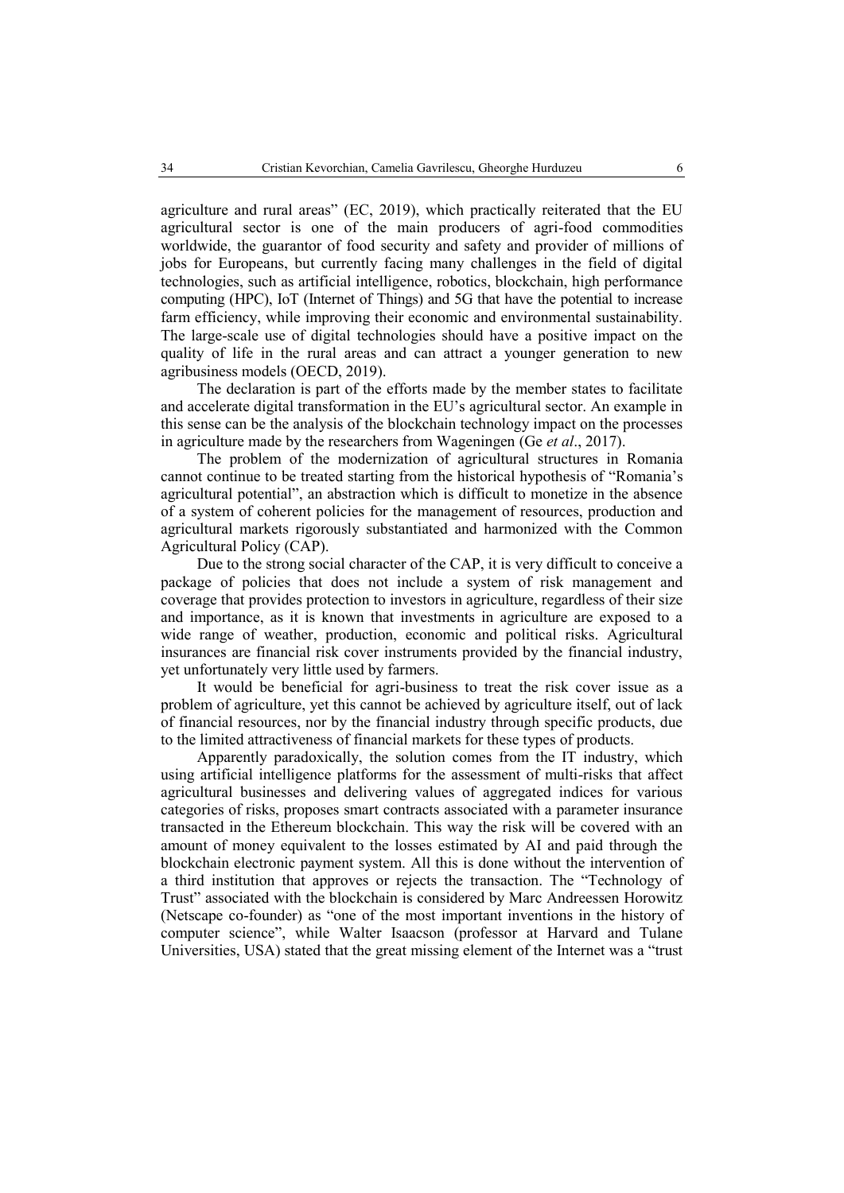agriculture and rural areas" (EC, 2019), which practically reiterated that the EU agricultural sector is one of the main producers of agri-food commodities worldwide, the guarantor of food security and safety and provider of millions of jobs for Europeans, but currently facing many challenges in the field of digital technologies, such as artificial intelligence, robotics, blockchain, high performance computing (HPC), IoT (Internet of Things) and 5G that have the potential to increase farm efficiency, while improving their economic and environmental sustainability. The large-scale use of digital technologies should have a positive impact on the quality of life in the rural areas and can attract a younger generation to new agribusiness models (OECD, 2019).

The declaration is part of the efforts made by the member states to facilitate and accelerate digital transformation in the EU's agricultural sector. An example in this sense can be the analysis of the blockchain technology impact on the processes in agriculture made by the researchers from Wageningen (Ge *et al*., 2017).

The problem of the modernization of agricultural structures in Romania cannot continue to be treated starting from the historical hypothesis of "Romania's agricultural potential", an abstraction which is difficult to monetize in the absence of a system of coherent policies for the management of resources, production and agricultural markets rigorously substantiated and harmonized with the Common Agricultural Policy (CAP).

Due to the strong social character of the CAP, it is very difficult to conceive a package of policies that does not include a system of risk management and coverage that provides protection to investors in agriculture, regardless of their size and importance, as it is known that investments in agriculture are exposed to a wide range of weather, production, economic and political risks. Agricultural insurances are financial risk cover instruments provided by the financial industry, yet unfortunately very little used by farmers.

It would be beneficial for agri-business to treat the risk cover issue as a problem of agriculture, yet this cannot be achieved by agriculture itself, out of lack of financial resources, nor by the financial industry through specific products, due to the limited attractiveness of financial markets for these types of products.

Apparently paradoxically, the solution comes from the IT industry, which using artificial intelligence platforms for the assessment of multi-risks that affect agricultural businesses and delivering values of aggregated indices for various categories of risks, proposes smart contracts associated with a parameter insurance transacted in the Ethereum blockchain. This way the risk will be covered with an amount of money equivalent to the losses estimated by AI and paid through the blockchain electronic payment system. All this is done without the intervention of a third institution that approves or rejects the transaction. The "Technology of Trust" associated with the blockchain is considered by Marc Andreessen Horowitz (Netscape co-founder) as "one of the most important inventions in the history of computer science", while Walter Isaacson (professor at Harvard and Tulane Universities, USA) stated that the great missing element of the Internet was a "trust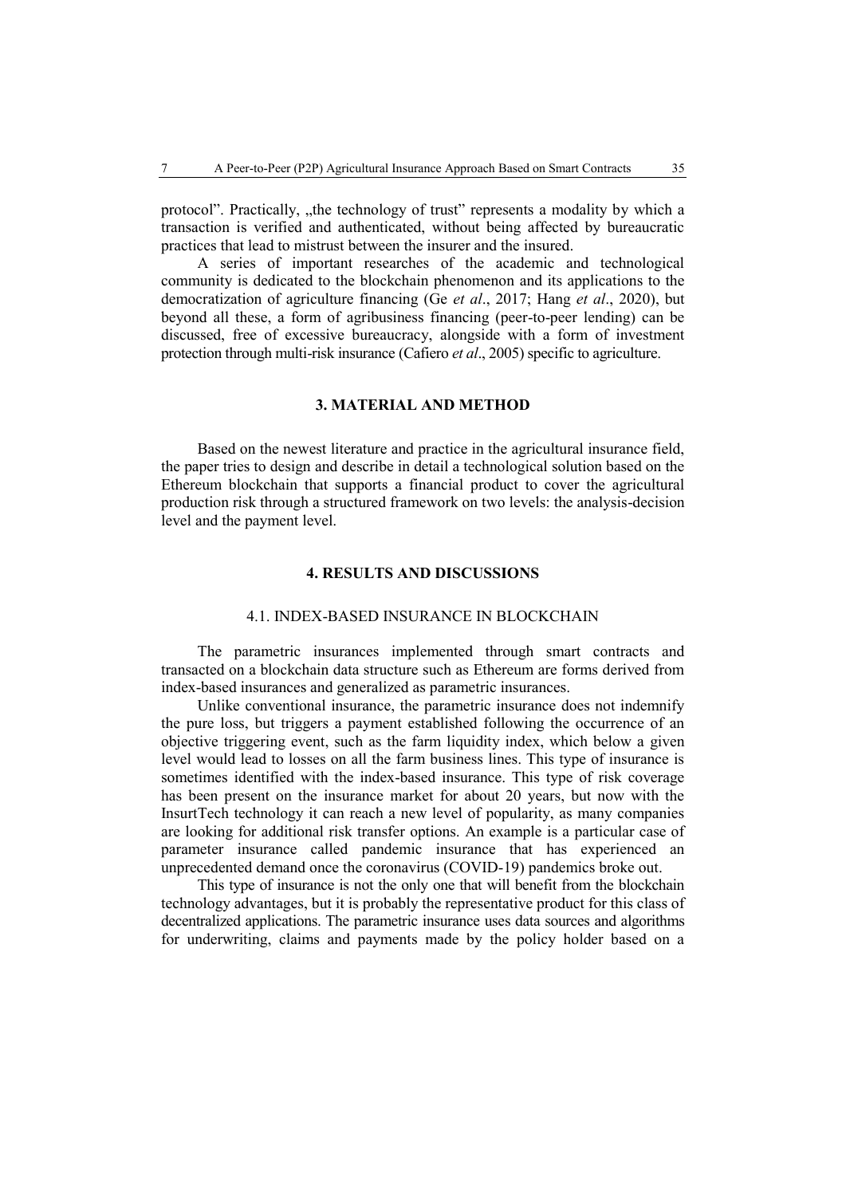protocol". Practically, „the technology of trust" represents a modality by which a transaction is verified and authenticated, without being affected by bureaucratic practices that lead to mistrust between the insurer and the insured.

A series of important researches of the academic and technological community is dedicated to the blockchain phenomenon and its applications to the democratization of agriculture financing (Ge *et al*., 2017; Hang *et al*., 2020), but beyond all these, a form of agribusiness financing (peer-to-peer lending) can be discussed, free of excessive bureaucracy, alongside with a form of investment protection through multi-risk insurance (Cafiero *et al*., 2005) specific to agriculture.

## 3. MATERIAL AND METHOD

Based on the newest literature and practice in the agricultural insurance field, the paper tries to design and describe in detail a technological solution based on the Ethereum blockchain that supports a financial product to cover the agricultural production risk through a structured framework on two levels: the analysis-decision level and the payment level.

## 4. RESULTS AND DISCUSSIONS

### 4.1. INDEX-BASED INSURANCE IN BLOCKCHAIN

The parametric insurances implemented through smart contracts and transacted on a blockchain data structure such as Ethereum are forms derived from index-based insurances and generalized as parametric insurances.

Unlike conventional insurance, the parametric insurance does not indemnify the pure loss, but triggers a payment established following the occurrence of an objective triggering event, such as the farm liquidity index, which below a given level would lead to losses on all the farm business lines. This type of insurance is sometimes identified with the index-based insurance. This type of risk coverage has been present on the insurance market for about 20 years, but now with the InsurtTech technology it can reach a new level of popularity, as many companies are looking for additional risk transfer options. An example is a particular case of parameter insurance called pandemic insurance that has experienced an unprecedented demand once the coronavirus (COVID-19) pandemics broke out.

This type of insurance is not the only one that will benefit from the blockchain technology advantages, but it is probably the representative product for this class of decentralized applications. The parametric insurance uses data sources and algorithms for underwriting, claims and payments made by the policy holder based on a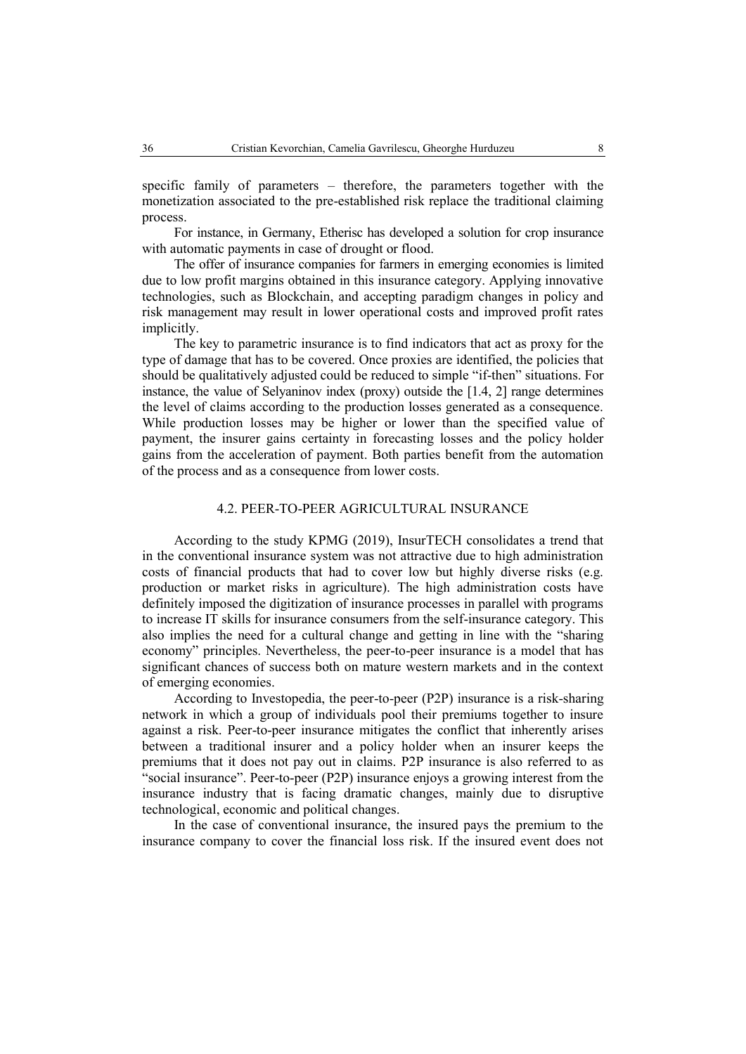specific family of parameters – therefore, the parameters together with the monetization associated to the pre-established risk replace the traditional claiming process.

For instance, in Germany, Etherisc has developed a solution for crop insurance with automatic payments in case of drought or flood.

The offer of insurance companies for farmers in emerging economies is limited due to low profit margins obtained in this insurance category. Applying innovative technologies, such as Blockchain, and accepting paradigm changes in policy and risk management may result in lower operational costs and improved profit rates implicitly.

The key to parametric insurance is to find indicators that act as proxy for the type of damage that has to be covered. Once proxies are identified, the policies that should be qualitatively adjusted could be reduced to simple "if-then" situations. For instance, the value of Selyaninov index (proxy) outside the [1.4, 2] range determines the level of claims according to the production losses generated as a consequence. While production losses may be higher or lower than the specified value of payment, the insurer gains certainty in forecasting losses and the policy holder gains from the acceleration of payment. Both parties benefit from the automation of the process and as a consequence from lower costs.

### 4.2. PEER-TO-PEER AGRICULTURAL INSURANCE

According to the study KPMG (2019), InsurTECH consolidates a trend that in the conventional insurance system was not attractive due to high administration costs of financial products that had to cover low but highly diverse risks (e.g. production or market risks in agriculture). The high administration costs have definitely imposed the digitization of insurance processes in parallel with programs to increase IT skills for insurance consumers from the self-insurance category. This also implies the need for a cultural change and getting in line with the "sharing economy" principles. Nevertheless, the peer-to-peer insurance is a model that has significant chances of success both on mature western markets and in the context of emerging economies.

According to Investopedia, the peer-to-peer (P2P) insurance is a risk-sharing network in which a group of individuals pool their premiums together to insure against a risk. Peer-to-peer insurance mitigates the conflict that inherently arises between a traditional insurer and a policy holder when an insurer keeps the premiums that it does not pay out in claims. P2P insurance is also referred to as "social insurance". Peer-to-peer (P2P) insurance enjoys a growing interest from the insurance industry that is facing dramatic changes, mainly due to disruptive technological, economic and political changes.

In the case of conventional insurance, the insured pays the premium to the insurance company to cover the financial loss risk. If the insured event does not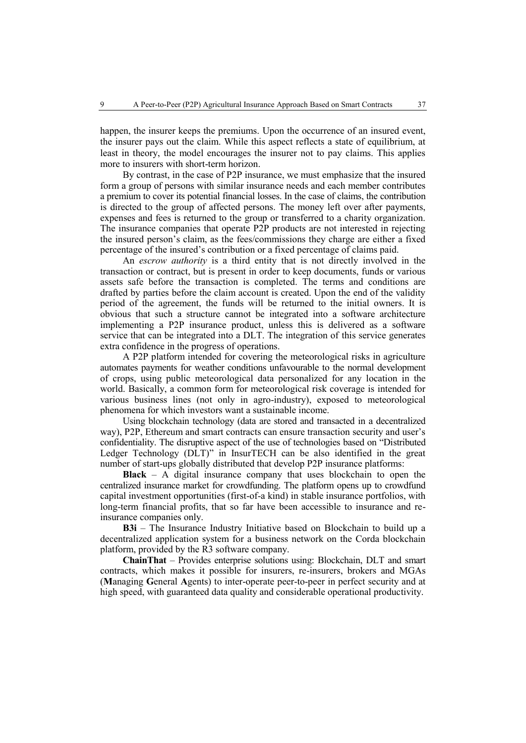happen, the insurer keeps the premiums. Upon the occurrence of an insured event, the insurer pays out the claim. While this aspect reflects a state of equilibrium, at least in theory, the model encourages the insurer not to pay claims. This applies more to insurers with short-term horizon.

By contrast, in the case of P2P insurance, we must emphasize that the insured form a group of persons with similar insurance needs and each member contributes a premium to cover its potential financial losses. In the case of claims, the contribution is directed to the group of affected persons. The money left over after payments, expenses and fees is returned to the group or transferred to a charity organization. The insurance companies that operate P2P products are not interested in rejecting the insured person's claim, as the fees/commissions they charge are either a fixed percentage of the insured's contribution or a fixed percentage of claims paid.

An *escrow authority* is a third entity that is not directly involved in the transaction or contract, but is present in order to keep documents, funds or various assets safe before the transaction is completed. The terms and conditions are drafted by parties before the claim account is created. Upon the end of the validity period of the agreement, the funds will be returned to the initial owners. It is obvious that such a structure cannot be integrated into a software architecture implementing a P2P insurance product, unless this is delivered as a software service that can be integrated into a DLT. The integration of this service generates extra confidence in the progress of operations.

A P2P platform intended for covering the meteorological risks in agriculture automates payments for weather conditions unfavourable to the normal development of crops, using public meteorological data personalized for any location in the world. Basically, a common form for meteorological risk coverage is intended for various business lines (not only in agro-industry), exposed to meteorological phenomena for which investors want a sustainable income.

Using blockchain technology (data are stored and transacted in a decentralized way), P2P, Ethereum and smart contracts can ensure transaction security and user's confidentiality. The disruptive aspect of the use of technologies based on "Distributed Ledger Technology (DLT)" in InsurTECH can be also identified in the great number of start-ups globally distributed that develop P2P insurance platforms:

**Black** – A digital insurance company that uses blockchain to open the centralized insurance market for crowdfunding. The platform opens up to crowdfund capital investment opportunities (first-of-a kind) in stable insurance portfolios, with long-term financial profits, that so far have been accessible to insurance and re-insurance companies only.

**B3i** – The Insurance Industry Initiative based on Blockchain to build up a decentralized application system for a business network on the Corda blockchain platform, provided by the R3 software company.

**ChainThat** – Provides enterprise solutions using: Blockchain, DLT and smart contracts, which makes it possible for insurers, re-insurers, brokers and MGAs (**M**anaging **G**eneral **A**gents) to inter-operate peer-to-peer in perfect security and at high speed, with guaranteed data quality and considerable operational productivity.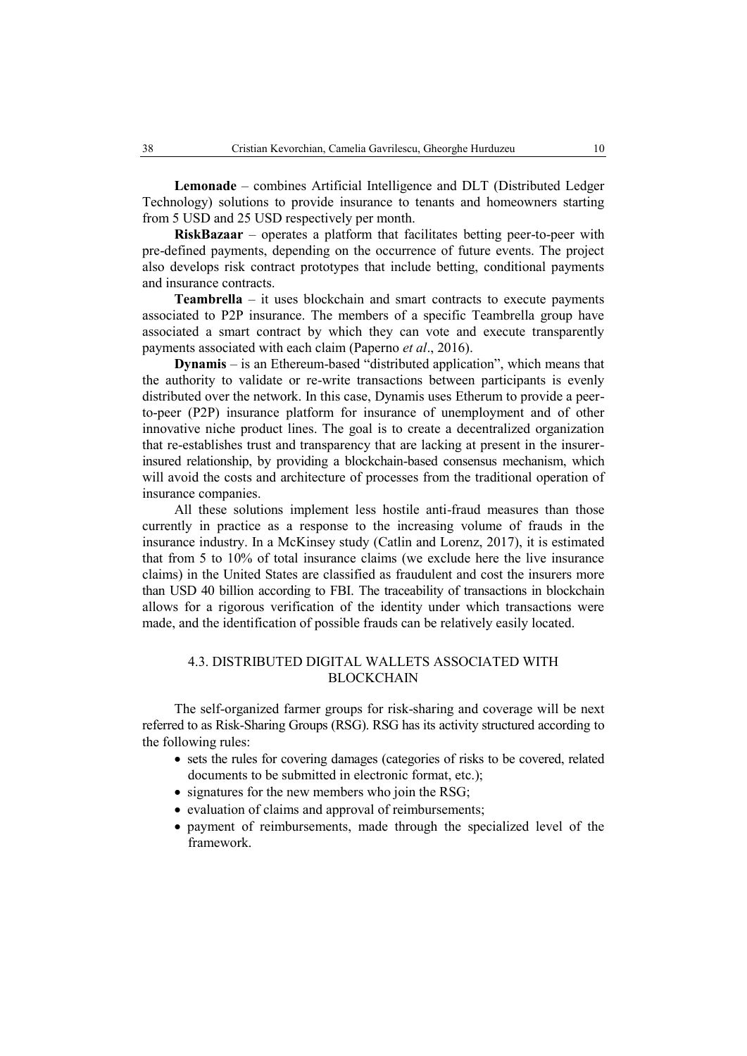**Lemonade** – combines Artificial Intelligence and DLT (Distributed Ledger Technology) solutions to provide insurance to tenants and homeowners starting from 5 USD and 25 USD respectively per month.

**RiskBazaar** – operates a platform that facilitates betting peer-to-peer with pre-defined payments, depending on the occurrence of future events. The project also develops risk contract prototypes that include betting, conditional payments and insurance contracts.

**Teambrella** – it uses blockchain and smart contracts to execute payments associated to P2P insurance. The members of a specific Teambrella group have associated a smart contract by which they can vote and execute transparently payments associated with each claim (Paperno *et al*., 2016).

**Dynamis** – is an Ethereum-based "distributed application", which means that the authority to validate or re-write transactions between participants is evenly distributed over the network. In this case, Dynamis uses Etherum to provide a peer-to-peer (P2P) insurance platform for insurance of unemployment and of other innovative niche product lines. The goal is to create a decentralized organization that re-establishes trust and transparency that are lacking at present in the insurer-insured relationship, by providing a blockchain-based consensus mechanism, which will avoid the costs and architecture of processes from the traditional operation of insurance companies.

All these solutions implement less hostile anti-fraud measures than those currently in practice as a response to the increasing volume of frauds in the insurance industry. In a McKinsey study (Catlin and Lorenz, 2017), it is estimated that from 5 to 10% of total insurance claims (we exclude here the live insurance claims) in the United States are classified as fraudulent and cost the insurers more than USD 40 billion according to FBI. The traceability of transactions in blockchain allows for a rigorous verification of the identity under which transactions were made, and the identification of possible frauds can be relatively easily located.

### 4.3. DISTRIBUTED DIGITAL WALLETS ASSOCIATED WITH BLOCKCHAIN

The self-organized farmer groups for risk-sharing and coverage will be next referred to as Risk-Sharing Groups (RSG). RSG has its activity structured according to the following rules:

- sets the rules for covering damages (categories of risks to be covered, related documents to be submitted in electronic format, etc.);
- signatures for the new members who join the RSG;
- evaluation of claims and approval of reimbursements;
- payment of reimbursements, made through the specialized level of the framework.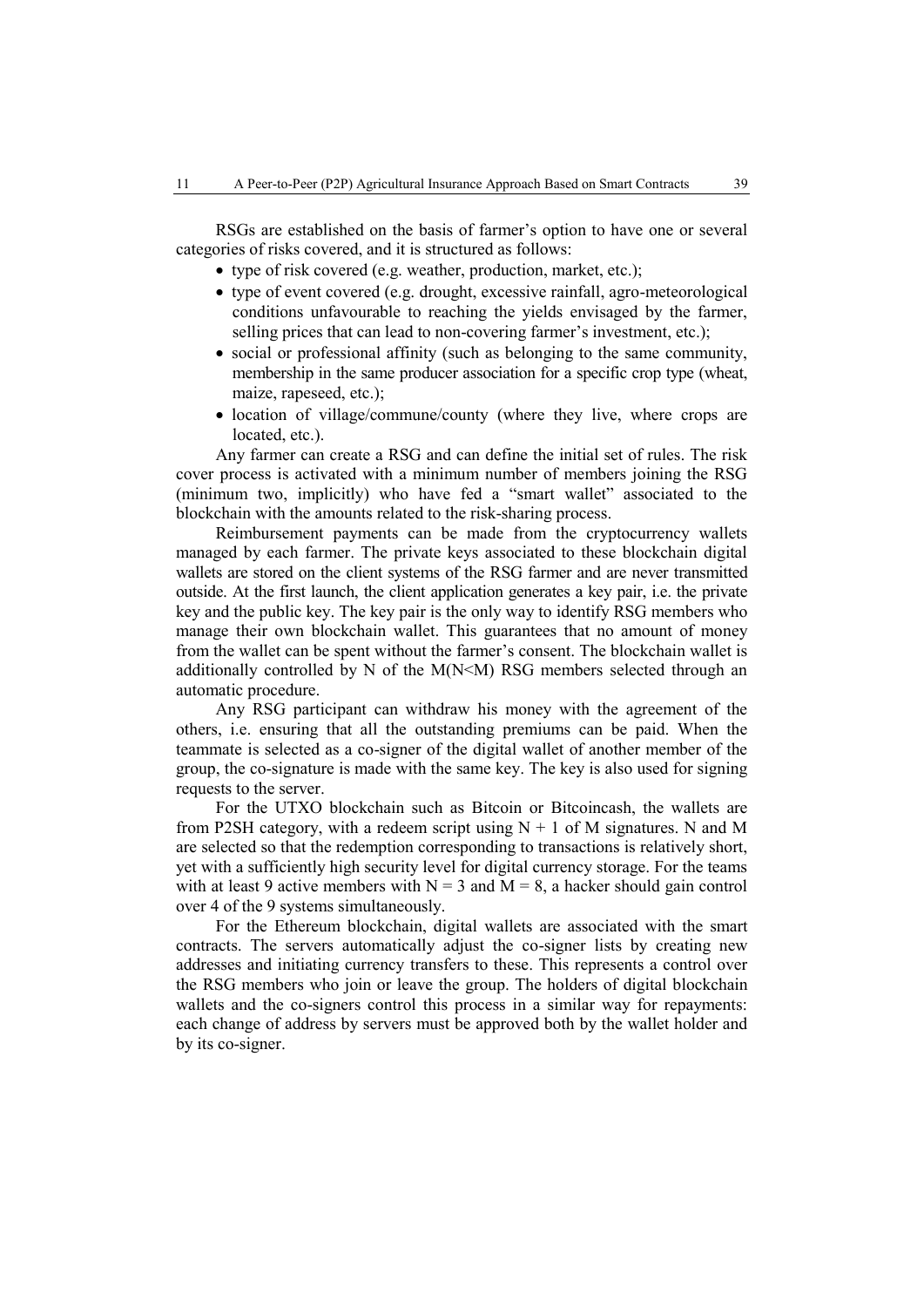RSGs are established on the basis of farmer's option to have one or several categories of risks covered, and it is structured as follows:

- type of risk covered (e.g. weather, production, market, etc.);
- type of event covered (e.g. drought, excessive rainfall, agro-meteorological conditions unfavourable to reaching the yields envisaged by the farmer, selling prices that can lead to non-covering farmer's investment, etc.);
- social or professional affinity (such as belonging to the same community, membership in the same producer association for a specific crop type (wheat, maize, rapeseed, etc.);
- location of village/commune/county (where they live, where crops are located, etc.).

Any farmer can create a RSG and can define the initial set of rules. The risk cover process is activated with a minimum number of members joining the RSG (minimum two, implicitly) who have fed a "smart wallet" associated to the blockchain with the amounts related to the risk-sharing process.

Reimbursement payments can be made from the cryptocurrency wallets managed by each farmer. The private keys associated to these blockchain digital wallets are stored on the client systems of the RSG farmer and are never transmitted outside. At the first launch, the client application generates a key pair, i.e. the private key and the public key. The key pair is the only way to identify RSG members who manage their own blockchain wallet. This guarantees that no amount of money from the wallet can be spent without the farmer's consent. The blockchain wallet is additionally controlled by N of the M(N<M) RSG members selected through an automatic procedure.

Any RSG participant can withdraw his money with the agreement of the others, i.e. ensuring that all the outstanding premiums can be paid. When the teammate is selected as a co-signer of the digital wallet of another member of the group, the co-signature is made with the same key. The key is also used for signing requests to the server.

For the UTXO blockchain such as Bitcoin or Bitcoincash, the wallets are from P2SH category, with a redeem script using N + 1 of M signatures. N and M are selected so that the redemption corresponding to transactions is relatively short, yet with a sufficiently high security level for digital currency storage. For the teams with at least 9 active members with N = 3 and M = 8, a hacker should gain control over 4 of the 9 systems simultaneously.

For the Ethereum blockchain, digital wallets are associated with the smart contracts. The servers automatically adjust the co-signer lists by creating new addresses and initiating currency transfers to these. This represents a control over the RSG members who join or leave the group. The holders of digital blockchain wallets and the co-signers control this process in a similar way for repayments: each change of address by servers must be approved both by the wallet holder and by its co-signer.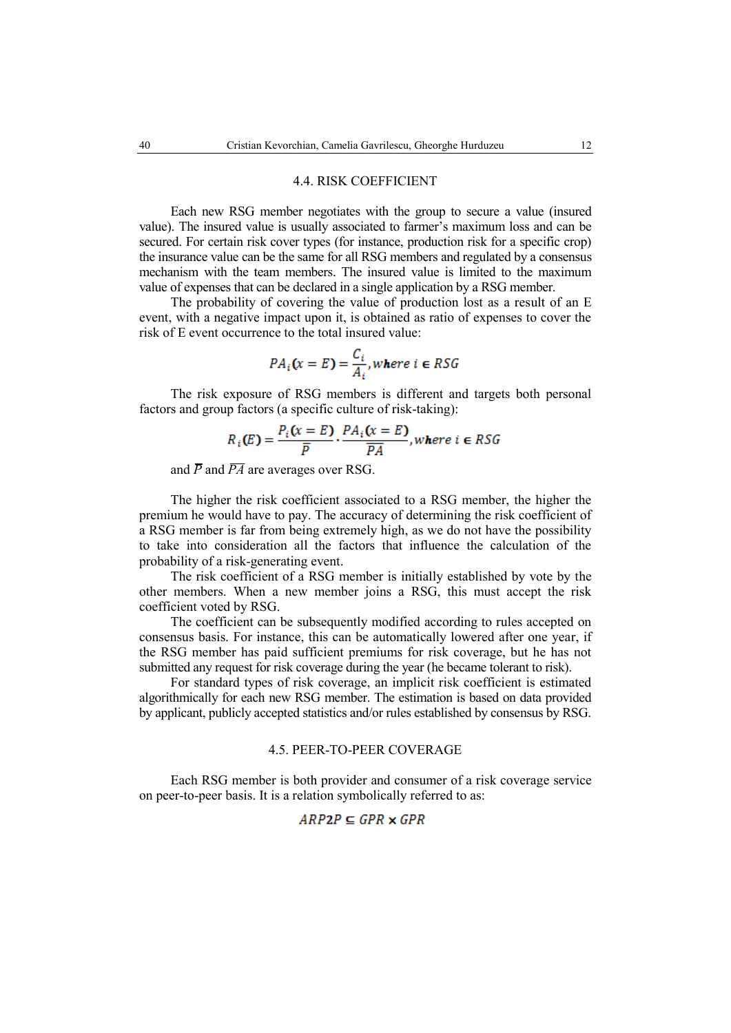### 4.4. RISK COEFFICIENT

Each new RSG member negotiates with the group to secure a value (insured value). The insured value is usually associated to farmer's maximum loss and can be secured. For certain risk cover types (for instance, production risk for a specific crop) the insurance value can be the same for all RSG members and regulated by a consensus mechanism with the team members. The insured value is limited to the maximum value of expenses that can be declared in a single application by a RSG member.

The probability of covering the value of production lost as a result of an E event, with a negative impact upon it, is obtained as ratio of expenses to cover the risk of E event occurrence to the total insured value:

$$PA_i(x = E) = \frac{C_i}{A_i}, where\ i \in RSG$$

The risk exposure of RSG members is different and targets both personal factors and group factors (a specific culture of risk-taking):

$$R_i(E) = \frac{P_i(x = E)}{\overline{P}} \cdot \frac{PA_i(x = E)}{\overline{PA}}, where\ i \in RSG$$

and $\overline{P}$ and $\overline{PA}$ are averages over RSG.

The higher the risk coefficient associated to a RSG member, the higher the premium he would have to pay. The accuracy of determining the risk coefficient of a RSG member is far from being extremely high, as we do not have the possibility to take into consideration all the factors that influence the calculation of the probability of a risk-generating event.

The risk coefficient of a RSG member is initially established by vote by the other members. When a new member joins a RSG, this must accept the risk coefficient voted by RSG.

The coefficient can be subsequently modified according to rules accepted on consensus basis. For instance, this can be automatically lowered after one year, if the RSG member has paid sufficient premiums for risk coverage, but he has not submitted any request for risk coverage during the year (he became tolerant to risk).

For standard types of risk coverage, an implicit risk coefficient is estimated algorithmically for each new RSG member. The estimation is based on data provided by applicant, publicly accepted statistics and/or rules established by consensus by RSG.

### 4.5. PEER-TO-PEER COVERAGE

Each RSG member is both provider and consumer of a risk coverage service on peer-to-peer basis. It is a relation symbolically referred to as:

$$ARP2P \subseteq GPR \times GPR$$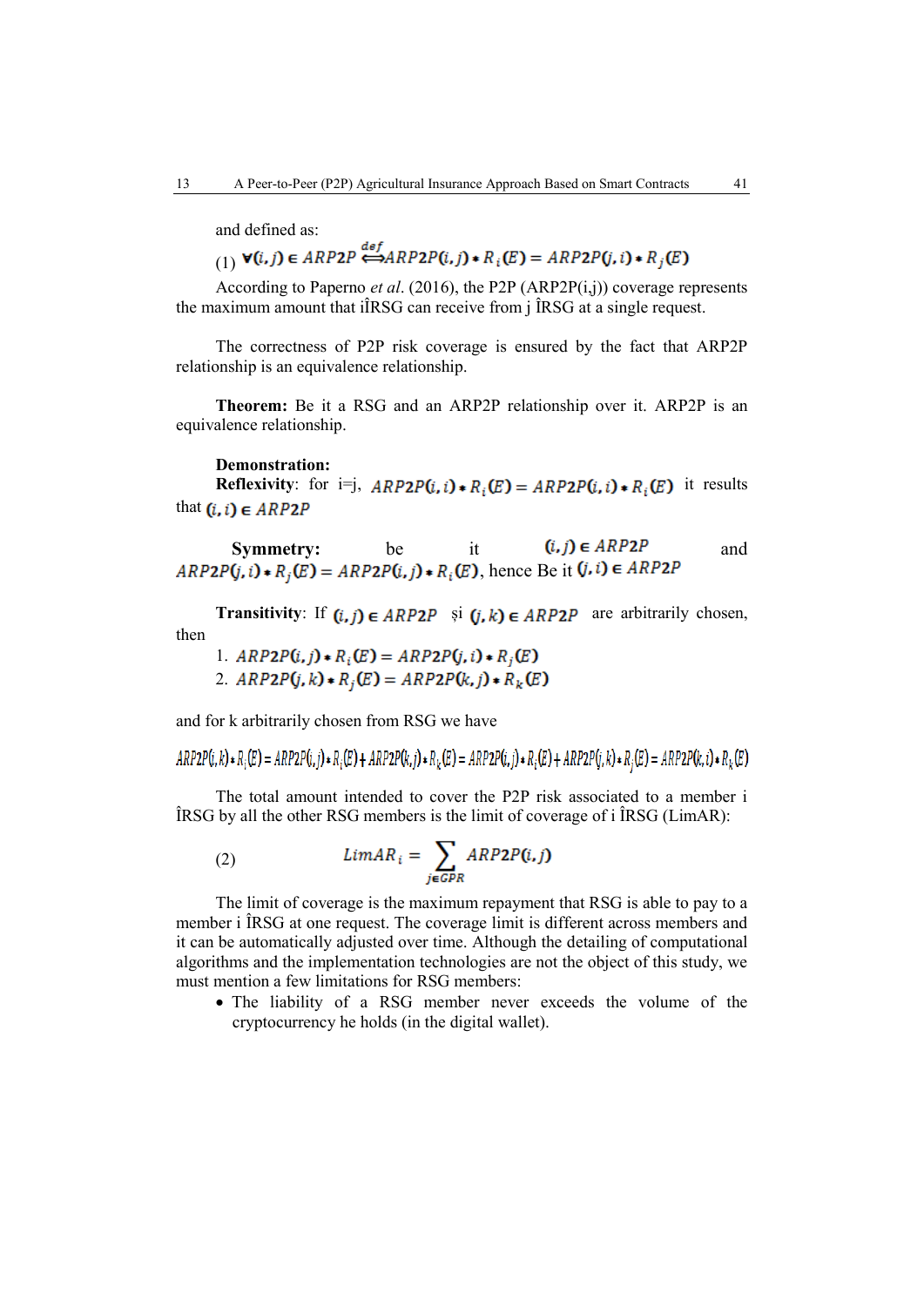and defined as:

(1) $\forall (i,j) \in ARP2P \overset{def}{\Longleftrightarrow} ARP2P(i,j) * R_i(E) = ARP2P(j,i) * R_j(E)$

According to Paperno *et al*. (2016), the P2P (ARP2P(i,j)) coverage represents the maximum amount that iÎRSG can receive from j ÎRSG at a single request.

The correctness of P2P risk coverage is ensured by the fact that ARP2P relationship is an equivalence relationship.

**Theorem:** Be it a RSG and an ARP2P relationship over it. ARP2P is an equivalence relationship.

**Demonstration:**

**Reflexivity**: for i=j, $ARP2P(i,i) * R_i(E) = ARP2P(i,i) * R_i(E)$ it results that $(i,i) \in ARP2P$

**Symmetry:** be it $(i,j) \in ARP2P$ and $ARP2P(j,i) * R_j(E) = ARP2P(i,j) * R_i(E)$, hence Be it $(j,i) \in ARP2P$

**Transitivity**: If $(i,j) \in ARP2P$ și $(j,k) \in ARP2P$ are arbitrarily chosen, then

1. $ARP2P(i,j) * R_i(E) = ARP2P(j,i) * R_j(E)$
2. $ARP2P(j,k) * R_j(E) = ARP2P(k,j) * R_k(E)$

and for k arbitrarily chosen from RSG we have

$$ARP2P(i,k) * R_i(E) = ARP2P(i,j) * R_i(E) + ARP2P(k,j) * R_k(E) = ARP2P(i,j) * R_i(E) + ARP2P(j,k) * R_j(E) = ARP2P(k,i) * R_k(E)$$

The total amount intended to cover the P2P risk associated to a member i ÎRSG by all the other RSG members is the limit of coverage of i ÎRSG (LimAR):

(2) $$LimAR_i = \sum_{j \in GPR} ARP2P(i,j)$$

The limit of coverage is the maximum repayment that RSG is able to pay to a member i ÎRSG at one request. The coverage limit is different across members and it can be automatically adjusted over time. Although the detailing of computational algorithms and the implementation technologies are not the object of this study, we must mention a few limitations for RSG members:

- The liability of a RSG member never exceeds the volume of the cryptocurrency he holds (in the digital wallet).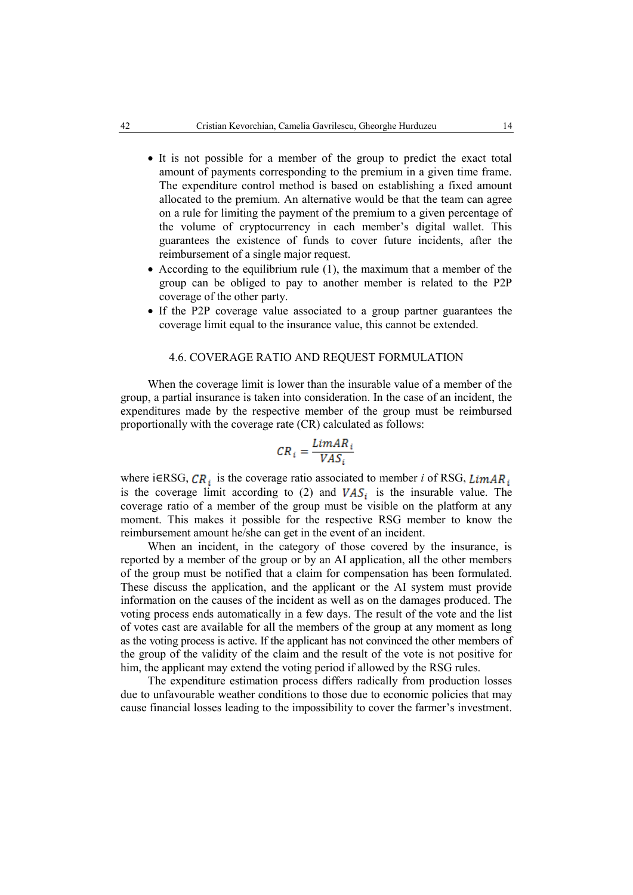- It is not possible for a member of the group to predict the exact total amount of payments corresponding to the premium in a given time frame. The expenditure control method is based on establishing a fixed amount allocated to the premium. An alternative would be that the team can agree on a rule for limiting the payment of the premium to a given percentage of the volume of cryptocurrency in each member's digital wallet. This guarantees the existence of funds to cover future incidents, after the reimbursement of a single major request.
- According to the equilibrium rule (1), the maximum that a member of the group can be obliged to pay to another member is related to the P2P coverage of the other party.
- If the P2P coverage value associated to a group partner guarantees the coverage limit equal to the insurance value, this cannot be extended.

### 4.6. COVERAGE RATIO AND REQUEST FORMULATION

When the coverage limit is lower than the insurable value of a member of the group, a partial insurance is taken into consideration. In the case of an incident, the expenditures made by the respective member of the group must be reimbursed proportionally with the coverage rate (CR) calculated as follows:

$$CR_i = \frac{LimAR_i}{VAS_i}$$

where i∈RSG, $CR_i$ is the coverage ratio associated to member *i* of RSG, $LimAR_i$ is the coverage limit according to (2) and $VAS_i$ is the insurable value. The coverage ratio of a member of the group must be visible on the platform at any moment. This makes it possible for the respective RSG member to know the reimbursement amount he/she can get in the event of an incident.

When an incident, in the category of those covered by the insurance, is reported by a member of the group or by an AI application, all the other members of the group must be notified that a claim for compensation has been formulated. These discuss the application, and the applicant or the AI system must provide information on the causes of the incident as well as on the damages produced. The voting process ends automatically in a few days. The result of the vote and the list of votes cast are available for all the members of the group at any moment as long as the voting process is active. If the applicant has not convinced the other members of the group of the validity of the claim and the result of the vote is not positive for him, the applicant may extend the voting period if allowed by the RSG rules.

The expenditure estimation process differs radically from production losses due to unfavourable weather conditions to those due to economic policies that may cause financial losses leading to the impossibility to cover the farmer's investment.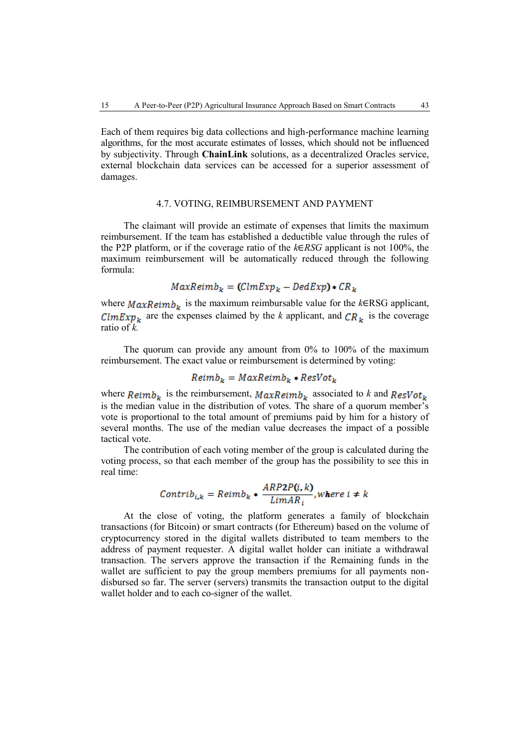Each of them requires big data collections and high-performance machine learning algorithms, for the most accurate estimates of losses, which should not be influenced by subjectivity. Through **ChainLink** solutions, as a decentralized Oracles service, external blockchain data services can be accessed for a superior assessment of damages.

### 4.7. VOTING, REIMBURSEMENT AND PAYMENT

The claimant will provide an estimate of expenses that limits the maximum reimbursement. If the team has established a deductible value through the rules of the P2P platform, or if the coverage ratio of the $k \in RSG$ applicant is not 100%, the maximum reimbursement will be automatically reduced through the following formula:

$$MaxReimb_k = (ClmExp_k - DedExp) * CR_k$$

where $MaxReimb_k$ is the maximum reimbursable value for the $k \in$RSG applicant, $ClmExp_k$ are the expenses claimed by the $k$ applicant, and $CR_k$ is the coverage ratio of $k$.

The quorum can provide any amount from 0% to 100% of the maximum reimbursement. The exact value or reimbursement is determined by voting:

$$Reimb_k = MaxReimb_k * ResVot_k$$

where $Reimb_k$ is the reimbursement, $MaxReimb_k$ associated to $k$ and $ResVot_k$ is the median value in the distribution of votes. The share of a quorum member's vote is proportional to the total amount of premiums paid by him for a history of several months. The use of the median value decreases the impact of a possible tactical vote.

The contribution of each voting member of the group is calculated during the voting process, so that each member of the group has the possibility to see this in real time:

$$Contrib_{i,k} = Reimb_k * \frac{ARP2P(i,k)}{LimAR_i}, where\ i \neq k$$

At the close of voting, the platform generates a family of blockchain transactions (for Bitcoin) or smart contracts (for Ethereum) based on the volume of cryptocurrency stored in the digital wallets distributed to team members to the address of payment requester. A digital wallet holder can initiate a withdrawal transaction. The servers approve the transaction if the Remaining funds in the wallet are sufficient to pay the group members premiums for all payments non-disbursed so far. The server (servers) transmits the transaction output to the digital wallet holder and to each co-signer of the wallet.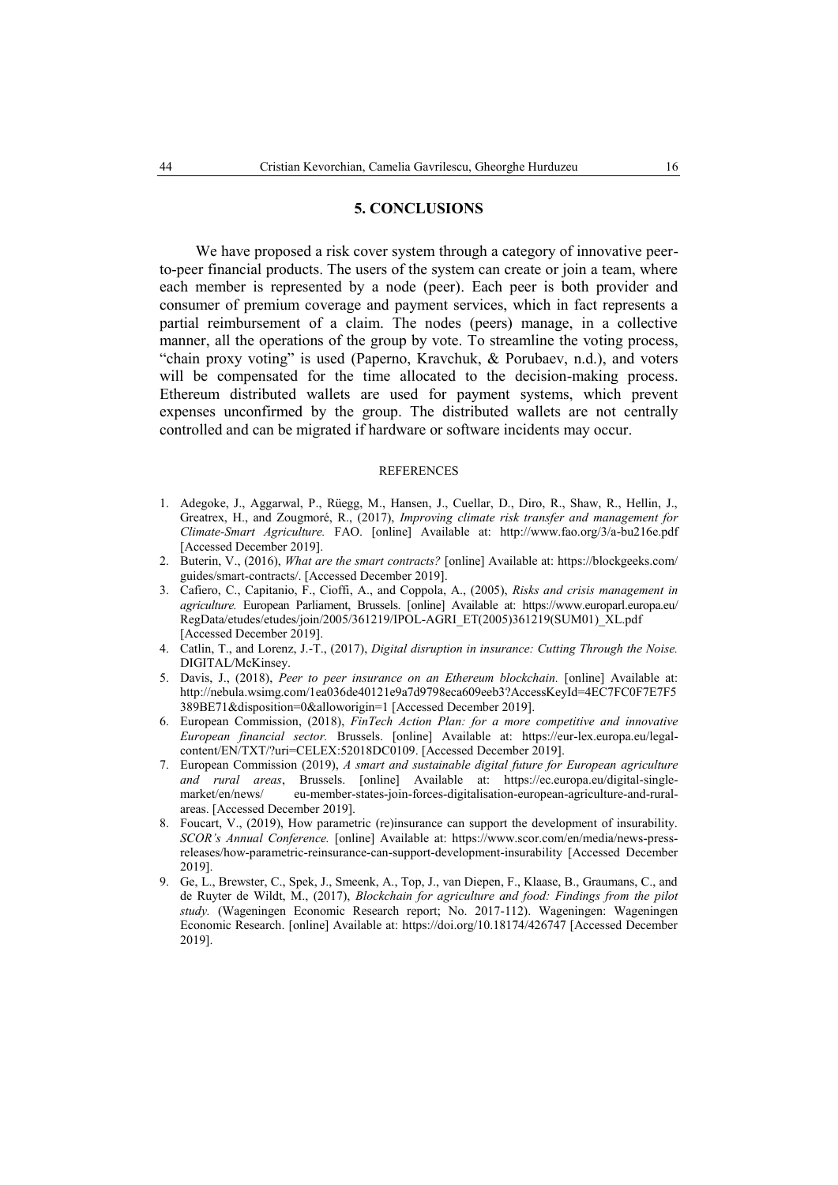## 5. CONCLUSIONS

We have proposed a risk cover system through a category of innovative peer-to-peer financial products. The users of the system can create or join a team, where each member is represented by a node (peer). Each peer is both provider and consumer of premium coverage and payment services, which in fact represents a partial reimbursement of a claim. The nodes (peers) manage, in a collective manner, all the operations of the group by vote. To streamline the voting process, "chain proxy voting" is used (Paperno, Kravchuk, & Porubaev, n.d.), and voters will be compensated for the time allocated to the decision-making process. Ethereum distributed wallets are used for payment systems, which prevent expenses unconfirmed by the group. The distributed wallets are not centrally controlled and can be migrated if hardware or software incidents may occur.

### REFERENCES

1. Adegoke, J., Aggarwal, P., Rüegg, M., Hansen, J., Cuellar, D., Diro, R., Shaw, R., Hellin, J., Greatrex, H., and Zougmoré, R., (2017), *Improving climate risk transfer and management for Climate-Smart Agriculture.* FAO. [online] Available at: http://www.fao.org/3/a-bu216e.pdf [Accessed December 2019].
2. Buterin, V., (2016), *What are the smart contracts?* [online] Available at: https://blockgeeks.com/guides/smart-contracts/. [Accessed December 2019].
3. Cafiero, C., Capitanio, F., Cioffi, A., and Coppola, A., (2005), *Risks and crisis management in agriculture.* European Parliament, Brussels. [online] Available at: https://www.europarl.europa.eu/RegData/etudes/etudes/join/2005/361219/IPOL-AGRI_ET(2005)361219(SUM01)_XL.pdf [Accessed December 2019].
4. Catlin, T., and Lorenz, J.-T., (2017), *Digital disruption in insurance: Cutting Through the Noise.* DIGITAL/McKinsey.
5. Davis, J., (2018), *Peer to peer insurance on an Ethereum blockchain.* [online] Available at: http://nebula.wsimg.com/1ea036de40121e9a7d9798eca609eeb3?AccessKeyId=4EC7FC0F7E7F5389BE71&disposition=0&alloworigin=1 [Accessed December 2019].
6. European Commission, (2018), *FinTech Action Plan: for a more competitive and innovative European financial sector.* Brussels. [online] Available at: https://eur-lex.europa.eu/legal-content/EN/TXT/?uri=CELEX:52018DC0109. [Accessed December 2019].
7. European Commission (2019), *A smart and sustainable digital future for European agriculture and rural areas*, Brussels. [online] Available at: https://ec.europa.eu/digital-single-market/en/news/ eu-member-states-join-forces-digitalisation-european-agriculture-and-rural-areas. [Accessed December 2019].
8. Foucart, V., (2019), How parametric (re)insurance can support the development of insurability. *SCOR's Annual Conference.* [online] Available at: https://www.scor.com/en/media/news-press-releases/how-parametric-reinsurance-can-support-development-insurability [Accessed December 2019].
9. Ge, L., Brewster, C., Spek, J., Smeenk, A., Top, J., van Diepen, F., Klaase, B., Graumans, C., and de Ruyter de Wildt, M., (2017), *Blockchain for agriculture and food: Findings from the pilot study.* (Wageningen Economic Research report; No. 2017-112). Wageningen: Wageningen Economic Research. [online] Available at: https://doi.org/10.18174/426747 [Accessed December 2019].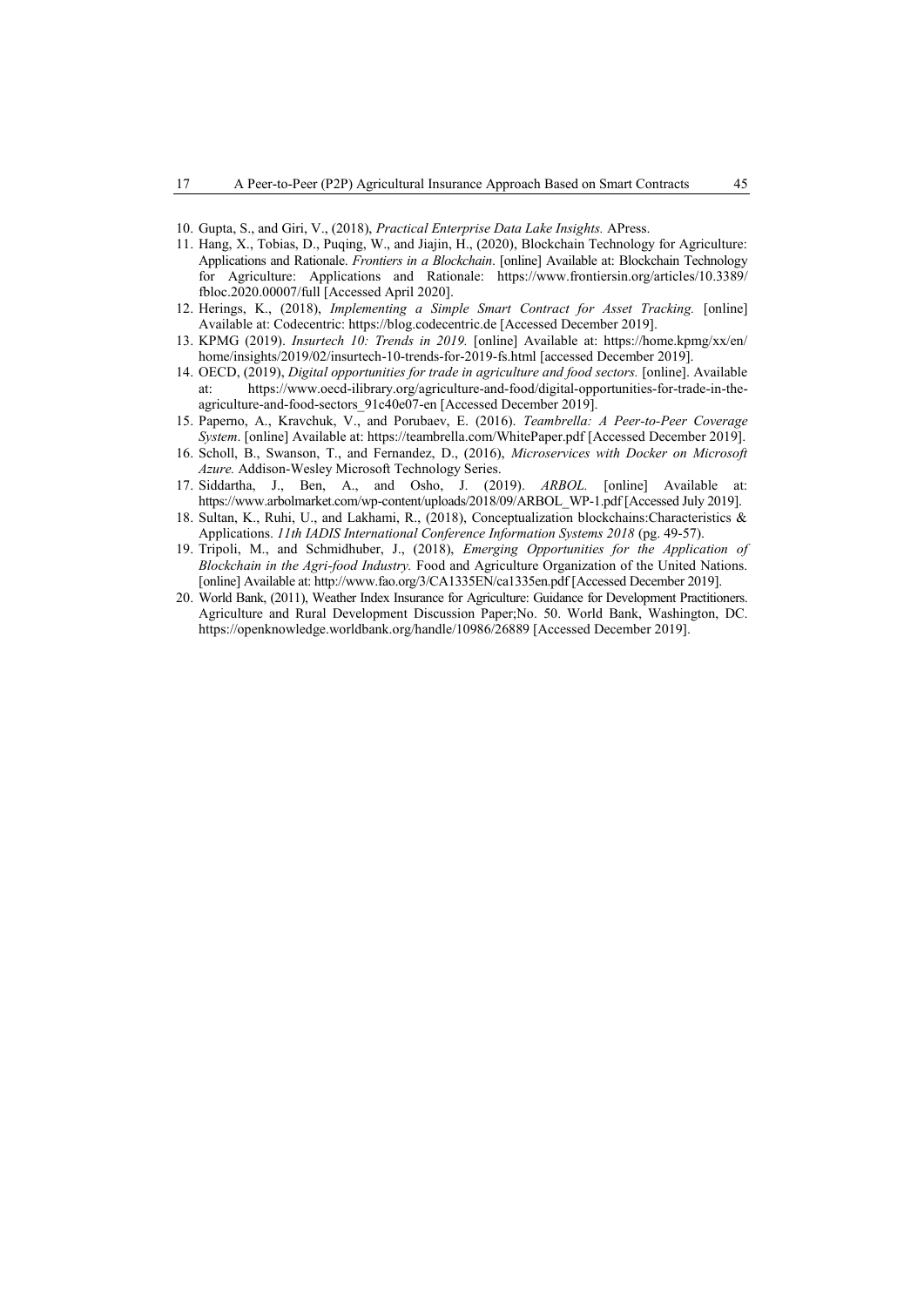10. Gupta, S., and Giri, V., (2018), *Practical Enterprise Data Lake Insights.* APress.
11. Hang, X., Tobias, D., Puqing, W., and Jiajin, H., (2020), Blockchain Technology for Agriculture: Applications and Rationale. *Frontiers in a Blockchain*. [online] Available at: Blockchain Technology for Agriculture: Applications and Rationale: https://www.frontiersin.org/articles/10.3389/fbloc.2020.00007/full [Accessed April 2020].
12. Herings, K., (2018), *Implementing a Simple Smart Contract for Asset Tracking.* [online] Available at: Codecentric: https://blog.codecentric.de [Accessed December 2019].
13. KPMG (2019). *Insurtech 10: Trends in 2019.* [online] Available at: https://home.kpmg/xx/en/home/insights/2019/02/insurtech-10-trends-for-2019-fs.html [accessed December 2019].
14. OECD, (2019), *Digital opportunities for trade in agriculture and food sectors.* [online]. Available at: https://www.oecd-ilibrary.org/agriculture-and-food/digital-opportunities-for-trade-in-the-agriculture-and-food-sectors_91c40e07-en [Accessed December 2019].
15. Paperno, A., Kravchuk, V., and Porubaev, E. (2016). *Teambrella: A Peer-to-Peer Coverage System*. [online] Available at: https://teambrella.com/WhitePaper.pdf [Accessed December 2019].
16. Scholl, B., Swanson, T., and Fernandez, D., (2016), *Microservices with Docker on Microsoft Azure.* Addison-Wesley Microsoft Technology Series.
17. Siddartha, J., Ben, A., and Osho, J. (2019). *ARBOL.* [online] Available at: https://www.arbolmarket.com/wp-content/uploads/2018/09/ARBOL_WP-1.pdf [Accessed July 2019].
18. Sultan, K., Ruhi, U., and Lakhami, R., (2018), Conceptualization blockchains:Characteristics & Applications. *11th IADIS International Conference Information Systems 2018* (pg. 49-57).
19. Tripoli, M., and Schmidhuber, J., (2018), *Emerging Opportunities for the Application of Blockchain in the Agri-food Industry.* Food and Agriculture Organization of the United Nations. [online] Available at: http://www.fao.org/3/CA1335EN/ca1335en.pdf [Accessed December 2019].
20. World Bank, (2011), Weather Index Insurance for Agriculture: Guidance for Development Practitioners. Agriculture and Rural Development Discussion Paper;No. 50. World Bank, Washington, DC. https://openknowledge.worldbank.org/handle/10986/26889 [Accessed December 2019].